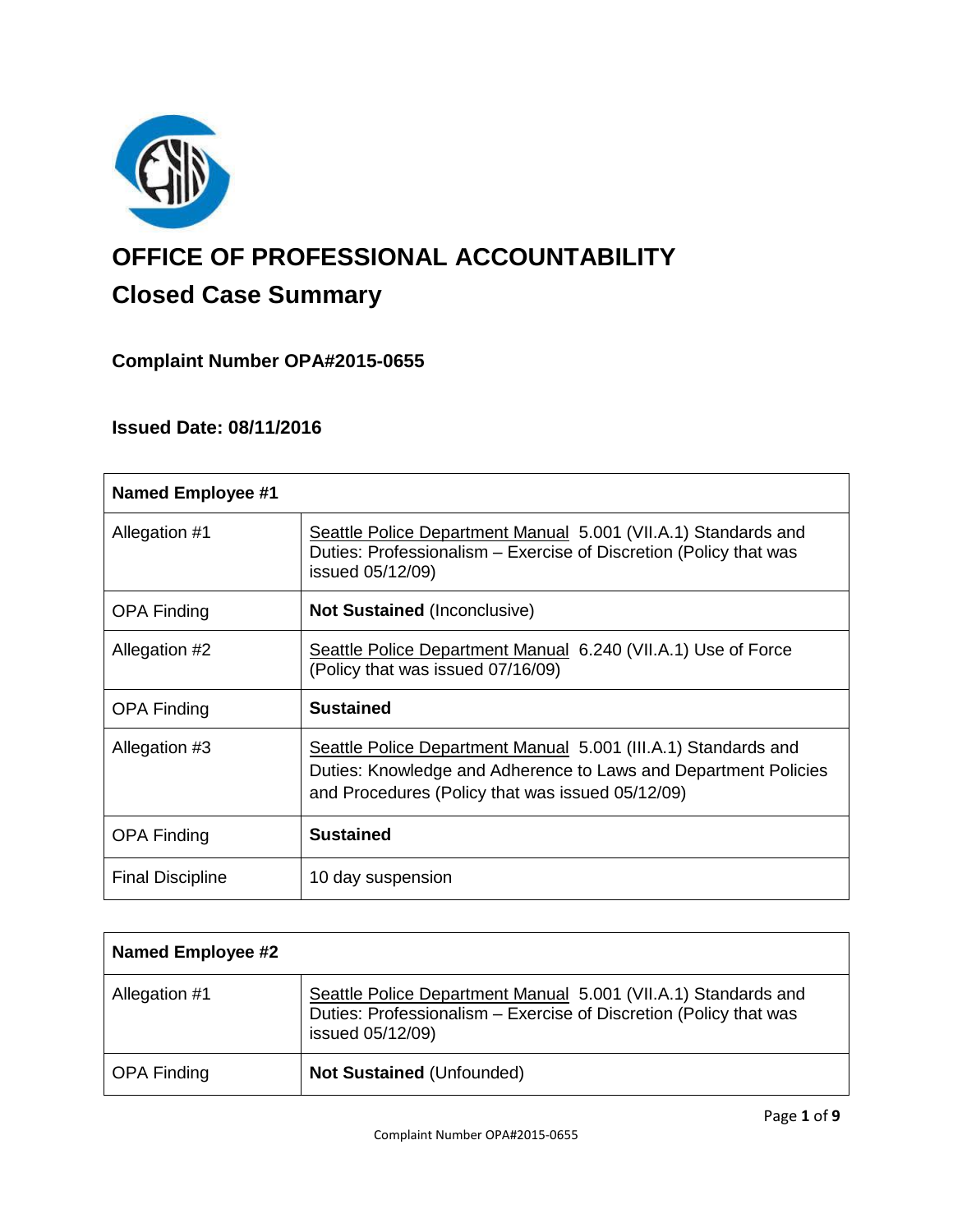# OFFICE OF PROFESSIONAL ACCOUNTABILITY

## Closed Case Summary

### Complaint Number OPA#2015-0655

### Issued Date: 08/11/2016

| **Named Employee #1** | |
|---|---|
| Allegation #1 | Seattle Police Department Manual 5.001 (VII.A.1) Standards and Duties: Professionalism – Exercise of Discretion (Policy that was issued 05/12/09) |
| OPA Finding | **Not Sustained** (Inconclusive) |
| Allegation #2 | Seattle Police Department Manual 6.240 (VII.A.1) Use of Force (Policy that was issued 07/16/09) |
| OPA Finding | **Sustained** |
| Allegation #3 | Seattle Police Department Manual 5.001 (III.A.1) Standards and Duties: Knowledge and Adherence to Laws and Department Policies and Procedures (Policy that was issued 05/12/09) |
| OPA Finding | **Sustained** |
| Final Discipline | 10 day suspension |

| **Named Employee #2** | |
|---|---|
| Allegation #1 | Seattle Police Department Manual 5.001 (VII.A.1) Standards and Duties: Professionalism – Exercise of Discretion (Policy that was issued 05/12/09) |
| OPA Finding | **Not Sustained** (Unfounded) |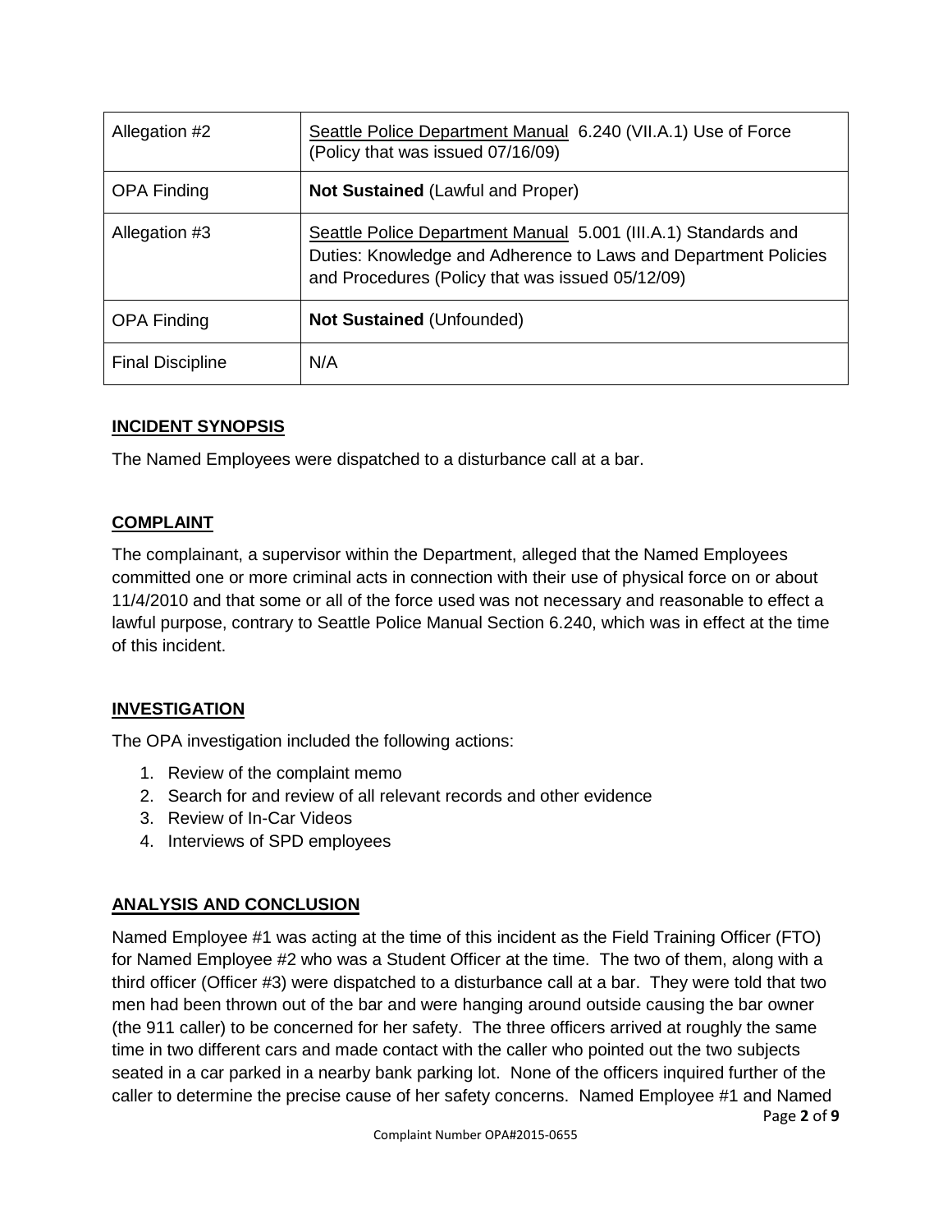| Allegation #2 | Seattle Police Department Manual 6.240 (VII.A.1) Use of Force (Policy that was issued 07/16/09) |
|---|---|
| OPA Finding | **Not Sustained** (Lawful and Proper) |
| Allegation #3 | Seattle Police Department Manual 5.001 (III.A.1) Standards and Duties: Knowledge and Adherence to Laws and Department Policies and Procedures (Policy that was issued 05/12/09) |
| OPA Finding | **Not Sustained** (Unfounded) |
| Final Discipline | N/A |

## INCIDENT SYNOPSIS

The Named Employees were dispatched to a disturbance call at a bar.

## COMPLAINT

The complainant, a supervisor within the Department, alleged that the Named Employees committed one or more criminal acts in connection with their use of physical force on or about 11/4/2010 and that some or all of the force used was not necessary and reasonable to effect a lawful purpose, contrary to Seattle Police Manual Section 6.240, which was in effect at the time of this incident.

## INVESTIGATION

The OPA investigation included the following actions:

1. Review of the complaint memo
2. Search for and review of all relevant records and other evidence
3. Review of In-Car Videos
4. Interviews of SPD employees

## ANALYSIS AND CONCLUSION

Named Employee #1 was acting at the time of this incident as the Field Training Officer (FTO) for Named Employee #2 who was a Student Officer at the time. The two of them, along with a third officer (Officer #3) were dispatched to a disturbance call at a bar. They were told that two men had been thrown out of the bar and were hanging around outside causing the bar owner (the 911 caller) to be concerned for her safety. The three officers arrived at roughly the same time in two different cars and made contact with the caller who pointed out the two subjects seated in a car parked in a nearby bank parking lot. None of the officers inquired further of the caller to determine the precise cause of her safety concerns. Named Employee #1 and Named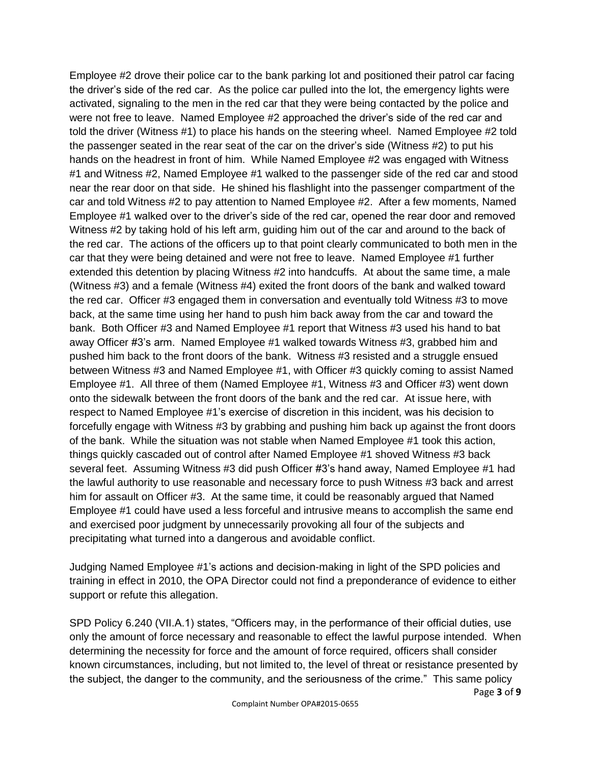Employee #2 drove their police car to the bank parking lot and positioned their patrol car facing the driver's side of the red car. As the police car pulled into the lot, the emergency lights were activated, signaling to the men in the red car that they were being contacted by the police and were not free to leave. Named Employee #2 approached the driver's side of the red car and told the driver (Witness #1) to place his hands on the steering wheel. Named Employee #2 told the passenger seated in the rear seat of the car on the driver's side (Witness #2) to put his hands on the headrest in front of him. While Named Employee #2 was engaged with Witness #1 and Witness #2, Named Employee #1 walked to the passenger side of the red car and stood near the rear door on that side. He shined his flashlight into the passenger compartment of the car and told Witness #2 to pay attention to Named Employee #2. After a few moments, Named Employee #1 walked over to the driver's side of the red car, opened the rear door and removed Witness #2 by taking hold of his left arm, guiding him out of the car and around to the back of the red car. The actions of the officers up to that point clearly communicated to both men in the car that they were being detained and were not free to leave. Named Employee #1 further extended this detention by placing Witness #2 into handcuffs. At about the same time, a male (Witness #3) and a female (Witness #4) exited the front doors of the bank and walked toward the red car. Officer #3 engaged them in conversation and eventually told Witness #3 to move back, at the same time using her hand to push him back away from the car and toward the bank. Both Officer #3 and Named Employee #1 report that Witness #3 used his hand to bat away Officer #3's arm. Named Employee #1 walked towards Witness #3, grabbed him and pushed him back to the front doors of the bank. Witness #3 resisted and a struggle ensued between Witness #3 and Named Employee #1, with Officer #3 quickly coming to assist Named Employee #1. All three of them (Named Employee #1, Witness #3 and Officer #3) went down onto the sidewalk between the front doors of the bank and the red car. At issue here, with respect to Named Employee #1's exercise of discretion in this incident, was his decision to forcefully engage with Witness #3 by grabbing and pushing him back up against the front doors of the bank. While the situation was not stable when Named Employee #1 took this action, things quickly cascaded out of control after Named Employee #1 shoved Witness #3 back several feet. Assuming Witness #3 did push Officer #3's hand away, Named Employee #1 had the lawful authority to use reasonable and necessary force to push Witness #3 back and arrest him for assault on Officer #3. At the same time, it could be reasonably argued that Named Employee #1 could have used a less forceful and intrusive means to accomplish the same end and exercised poor judgment by unnecessarily provoking all four of the subjects and precipitating what turned into a dangerous and avoidable conflict.

Judging Named Employee #1's actions and decision-making in light of the SPD policies and training in effect in 2010, the OPA Director could not find a preponderance of evidence to either support or refute this allegation.

SPD Policy 6.240 (VII.A.1) states, "Officers may, in the performance of their official duties, use only the amount of force necessary and reasonable to effect the lawful purpose intended. When determining the necessity for force and the amount of force required, officers shall consider known circumstances, including, but not limited to, the level of threat or resistance presented by the subject, the danger to the community, and the seriousness of the crime." This same policy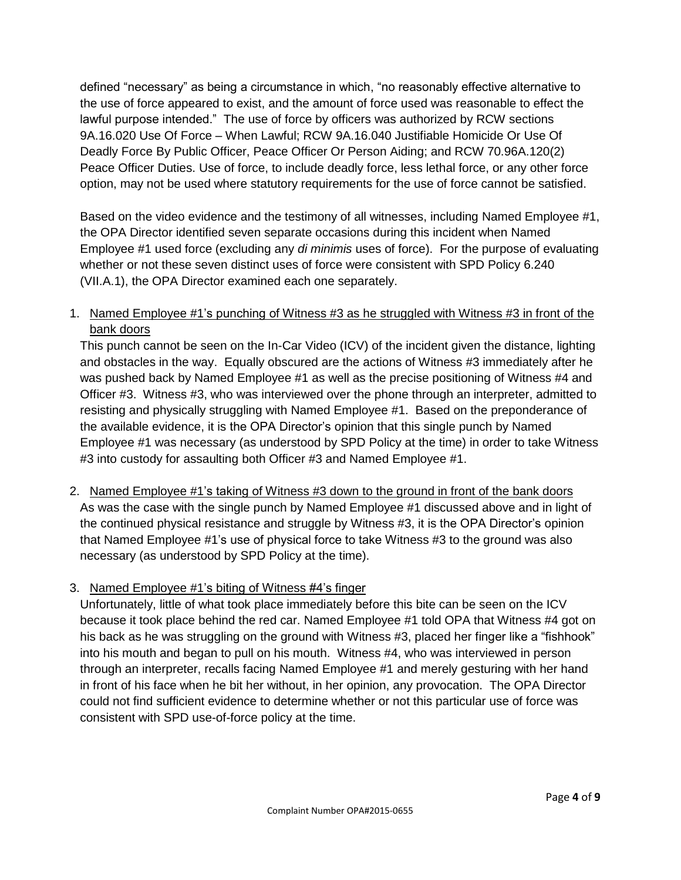defined "necessary" as being a circumstance in which, "no reasonably effective alternative to the use of force appeared to exist, and the amount of force used was reasonable to effect the lawful purpose intended." The use of force by officers was authorized by RCW sections 9A.16.020 Use Of Force – When Lawful; RCW 9A.16.040 Justifiable Homicide Or Use Of Deadly Force By Public Officer, Peace Officer Or Person Aiding; and RCW 70.96A.120(2) Peace Officer Duties. Use of force, to include deadly force, less lethal force, or any other force option, may not be used where statutory requirements for the use of force cannot be satisfied.

Based on the video evidence and the testimony of all witnesses, including Named Employee #1, the OPA Director identified seven separate occasions during this incident when Named Employee #1 used force (excluding any *di minimis* uses of force). For the purpose of evaluating whether or not these seven distinct uses of force were consistent with SPD Policy 6.240 (VII.A.1), the OPA Director examined each one separately.

1. <u>Named Employee #1's punching of Witness #3 as he struggled with Witness #3 in front of the bank doors</u>
   This punch cannot be seen on the In-Car Video (ICV) of the incident given the distance, lighting and obstacles in the way. Equally obscured are the actions of Witness #3 immediately after he was pushed back by Named Employee #1 as well as the precise positioning of Witness #4 and Officer #3. Witness #3, who was interviewed over the phone through an interpreter, admitted to resisting and physically struggling with Named Employee #1. Based on the preponderance of the available evidence, it is the OPA Director's opinion that this single punch by Named Employee #1 was necessary (as understood by SPD Policy at the time) in order to take Witness #3 into custody for assaulting both Officer #3 and Named Employee #1.

2. <u>Named Employee #1's taking of Witness #3 down to the ground in front of the bank doors</u>
   As was the case with the single punch by Named Employee #1 discussed above and in light of the continued physical resistance and struggle by Witness #3, it is the OPA Director's opinion that Named Employee #1's use of physical force to take Witness #3 to the ground was also necessary (as understood by SPD Policy at the time).

3. <u>Named Employee #1's biting of Witness #4's finger</u>
   Unfortunately, little of what took place immediately before this bite can be seen on the ICV because it took place behind the red car. Named Employee #1 told OPA that Witness #4 got on his back as he was struggling on the ground with Witness #3, placed her finger like a "fishhook" into his mouth and began to pull on his mouth. Witness #4, who was interviewed in person through an interpreter, recalls facing Named Employee #1 and merely gesturing with her hand in front of his face when he bit her without, in her opinion, any provocation. The OPA Director could not find sufficient evidence to determine whether or not this particular use of force was consistent with SPD use-of-force policy at the time.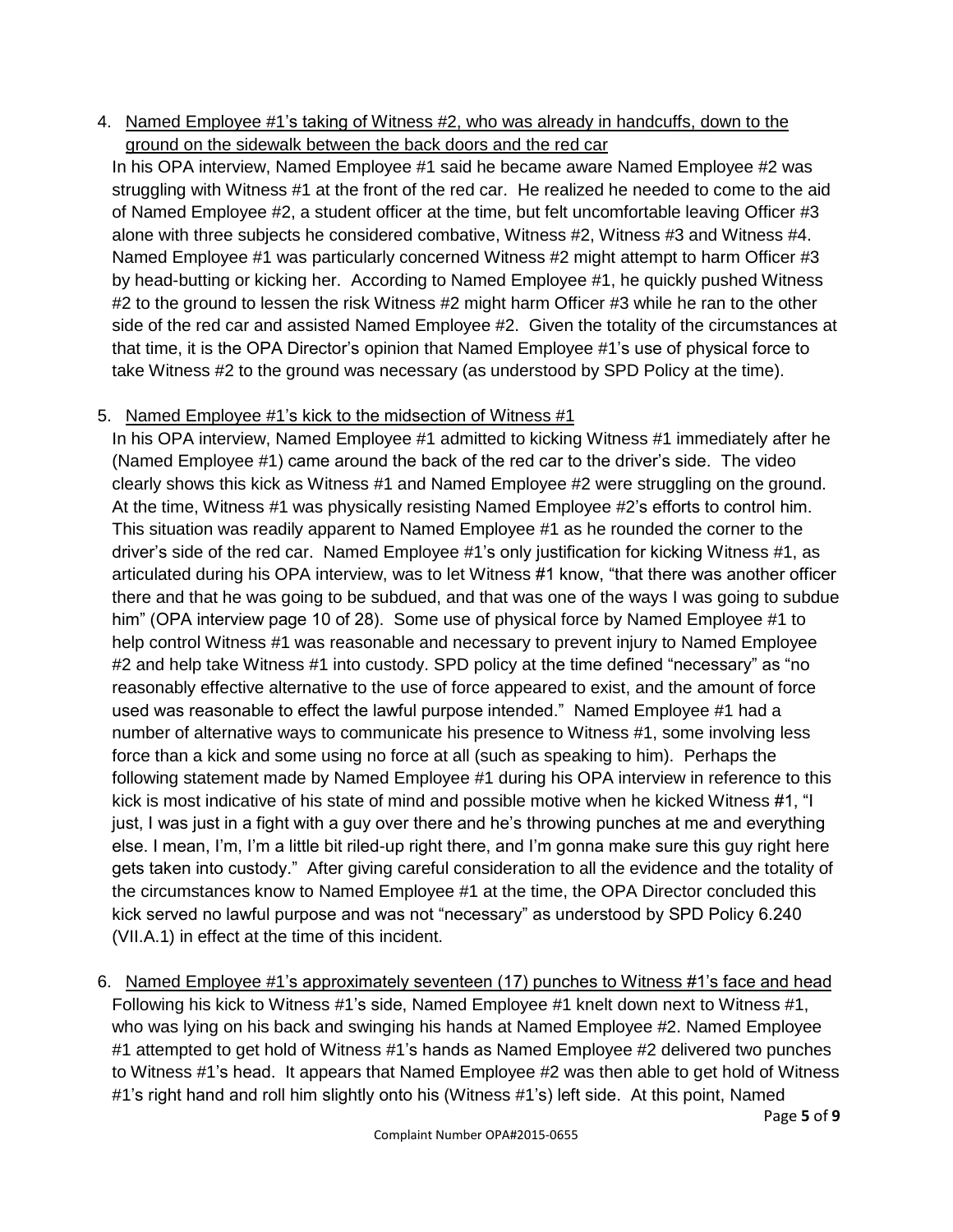4. Named Employee #1's taking of Witness #2, who was already in handcuffs, down to the ground on the sidewalk between the back doors and the red car

   In his OPA interview, Named Employee #1 said he became aware Named Employee #2 was struggling with Witness #1 at the front of the red car. He realized he needed to come to the aid of Named Employee #2, a student officer at the time, but felt uncomfortable leaving Officer #3 alone with three subjects he considered combative, Witness #2, Witness #3 and Witness #4. Named Employee #1 was particularly concerned Witness #2 might attempt to harm Officer #3 by head-butting or kicking her. According to Named Employee #1, he quickly pushed Witness #2 to the ground to lessen the risk Witness #2 might harm Officer #3 while he ran to the other side of the red car and assisted Named Employee #2. Given the totality of the circumstances at that time, it is the OPA Director's opinion that Named Employee #1's use of physical force to take Witness #2 to the ground was necessary (as understood by SPD Policy at the time).

5. Named Employee #1's kick to the midsection of Witness #1

   In his OPA interview, Named Employee #1 admitted to kicking Witness #1 immediately after he (Named Employee #1) came around the back of the red car to the driver's side. The video clearly shows this kick as Witness #1 and Named Employee #2 were struggling on the ground. At the time, Witness #1 was physically resisting Named Employee #2's efforts to control him. This situation was readily apparent to Named Employee #1 as he rounded the corner to the driver's side of the red car. Named Employee #1's only justification for kicking Witness #1, as articulated during his OPA interview, was to let Witness #1 know, "that there was another officer there and that he was going to be subdued, and that was one of the ways I was going to subdue him" (OPA interview page 10 of 28). Some use of physical force by Named Employee #1 to help control Witness #1 was reasonable and necessary to prevent injury to Named Employee #2 and help take Witness #1 into custody. SPD policy at the time defined "necessary" as "no reasonably effective alternative to the use of force appeared to exist, and the amount of force used was reasonable to effect the lawful purpose intended." Named Employee #1 had a number of alternative ways to communicate his presence to Witness #1, some involving less force than a kick and some using no force at all (such as speaking to him). Perhaps the following statement made by Named Employee #1 during his OPA interview in reference to this kick is most indicative of his state of mind and possible motive when he kicked Witness #1, "I just, I was just in a fight with a guy over there and he's throwing punches at me and everything else. I mean, I'm, I'm a little bit riled-up right there, and I'm gonna make sure this guy right here gets taken into custody." After giving careful consideration to all the evidence and the totality of the circumstances know to Named Employee #1 at the time, the OPA Director concluded this kick served no lawful purpose and was not "necessary" as understood by SPD Policy 6.240 (VII.A.1) in effect at the time of this incident.

6. Named Employee #1's approximately seventeen (17) punches to Witness #1's face and head

   Following his kick to Witness #1's side, Named Employee #1 knelt down next to Witness #1, who was lying on his back and swinging his hands at Named Employee #2. Named Employee #1 attempted to get hold of Witness #1's hands as Named Employee #2 delivered two punches to Witness #1's head. It appears that Named Employee #2 was then able to get hold of Witness #1's right hand and roll him slightly onto his (Witness #1's) left side. At this point, Named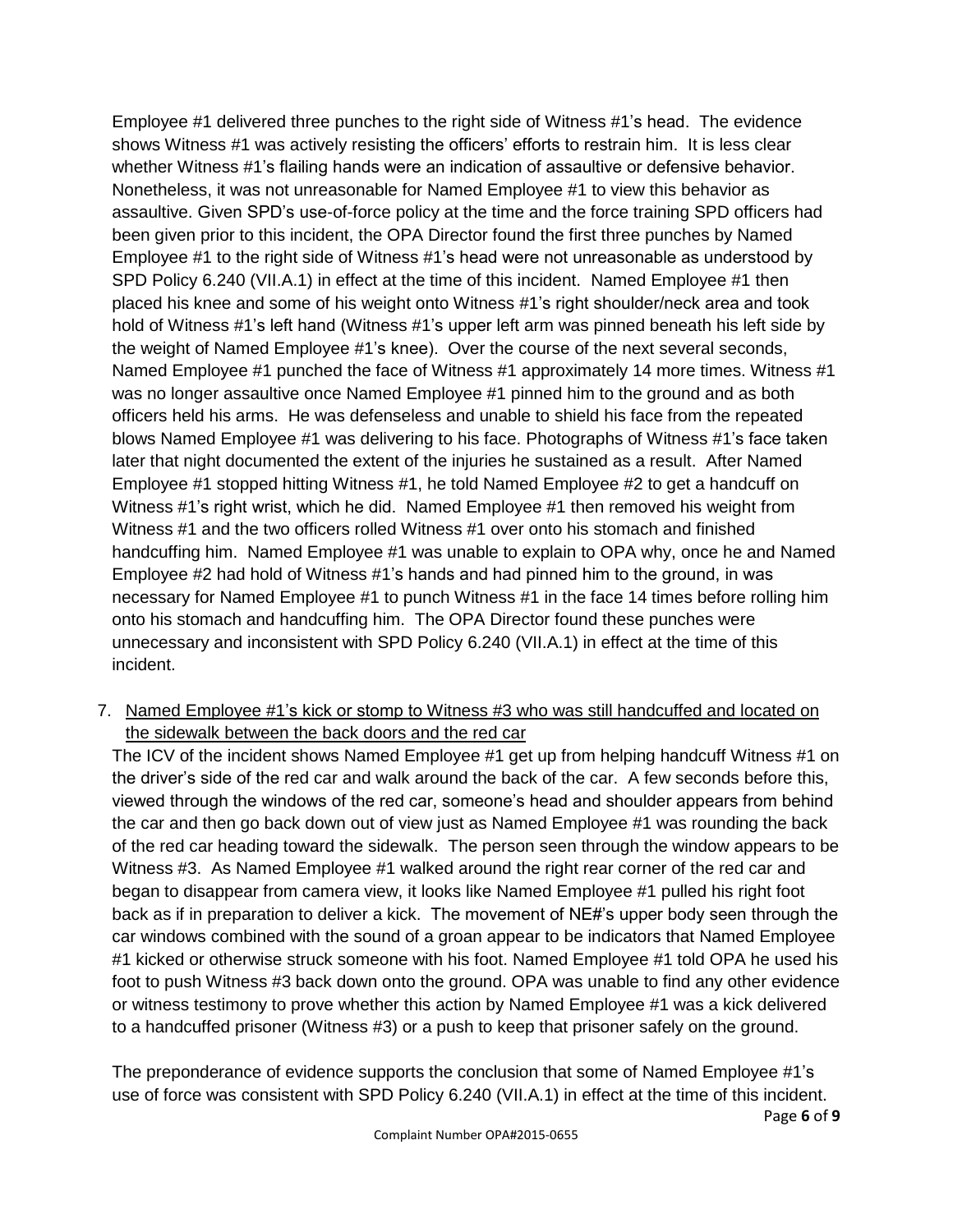Employee #1 delivered three punches to the right side of Witness #1's head. The evidence shows Witness #1 was actively resisting the officers' efforts to restrain him. It is less clear whether Witness #1's flailing hands were an indication of assaultive or defensive behavior. Nonetheless, it was not unreasonable for Named Employee #1 to view this behavior as assaultive. Given SPD's use-of-force policy at the time and the force training SPD officers had been given prior to this incident, the OPA Director found the first three punches by Named Employee #1 to the right side of Witness #1's head were not unreasonable as understood by SPD Policy 6.240 (VII.A.1) in effect at the time of this incident. Named Employee #1 then placed his knee and some of his weight onto Witness #1's right shoulder/neck area and took hold of Witness #1's left hand (Witness #1's upper left arm was pinned beneath his left side by the weight of Named Employee #1's knee). Over the course of the next several seconds, Named Employee #1 punched the face of Witness #1 approximately 14 more times. Witness #1 was no longer assaultive once Named Employee #1 pinned him to the ground and as both officers held his arms. He was defenseless and unable to shield his face from the repeated blows Named Employee #1 was delivering to his face. Photographs of Witness #1's face taken later that night documented the extent of the injuries he sustained as a result. After Named Employee #1 stopped hitting Witness #1, he told Named Employee #2 to get a handcuff on Witness #1's right wrist, which he did. Named Employee #1 then removed his weight from Witness #1 and the two officers rolled Witness #1 over onto his stomach and finished handcuffing him. Named Employee #1 was unable to explain to OPA why, once he and Named Employee #2 had hold of Witness #1's hands and had pinned him to the ground, in was necessary for Named Employee #1 to punch Witness #1 in the face 14 times before rolling him onto his stomach and handcuffing him. The OPA Director found these punches were unnecessary and inconsistent with SPD Policy 6.240 (VII.A.1) in effect at the time of this incident.

7. Named Employee #1's kick or stomp to Witness #3 who was still handcuffed and located on the sidewalk between the back doors and the red car

   The ICV of the incident shows Named Employee #1 get up from helping handcuff Witness #1 on the driver's side of the red car and walk around the back of the car. A few seconds before this, viewed through the windows of the red car, someone's head and shoulder appears from behind the car and then go back down out of view just as Named Employee #1 was rounding the back of the red car heading toward the sidewalk. The person seen through the window appears to be Witness #3. As Named Employee #1 walked around the right rear corner of the red car and began to disappear from camera view, it looks like Named Employee #1 pulled his right foot back as if in preparation to deliver a kick. The movement of NE#'s upper body seen through the car windows combined with the sound of a groan appear to be indicators that Named Employee #1 kicked or otherwise struck someone with his foot. Named Employee #1 told OPA he used his foot to push Witness #3 back down onto the ground. OPA was unable to find any other evidence or witness testimony to prove whether this action by Named Employee #1 was a kick delivered to a handcuffed prisoner (Witness #3) or a push to keep that prisoner safely on the ground.

   The preponderance of evidence supports the conclusion that some of Named Employee #1's use of force was consistent with SPD Policy 6.240 (VII.A.1) in effect at the time of this incident.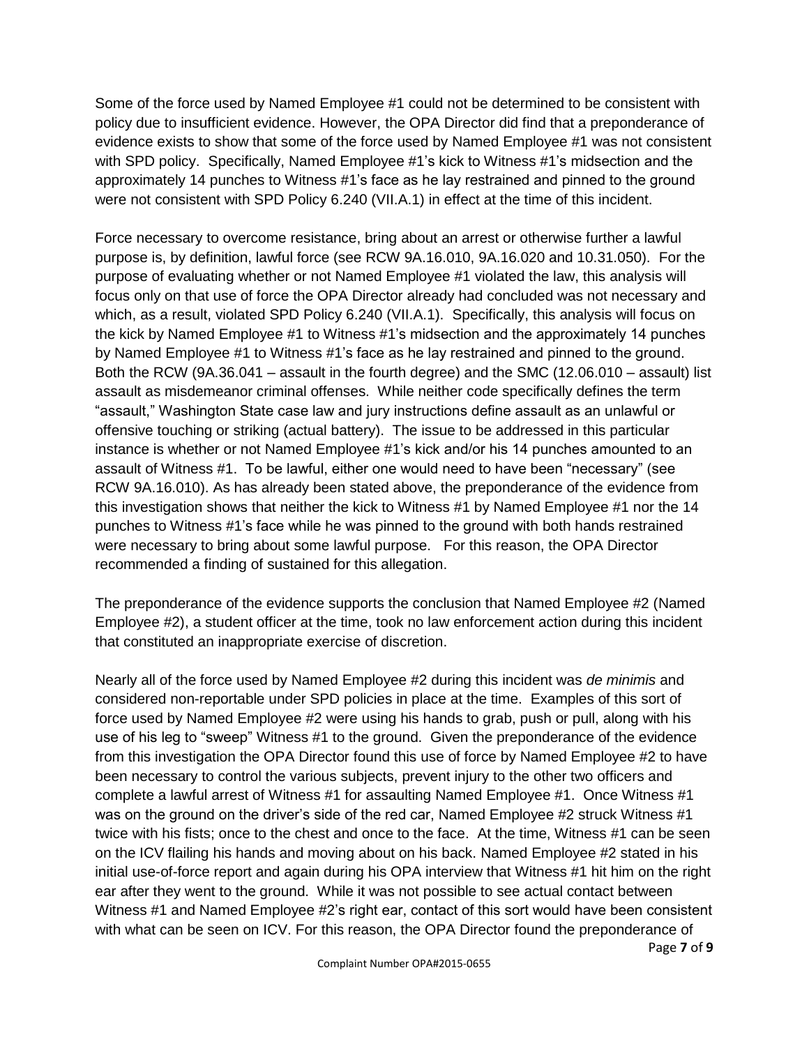Some of the force used by Named Employee #1 could not be determined to be consistent with policy due to insufficient evidence. However, the OPA Director did find that a preponderance of evidence exists to show that some of the force used by Named Employee #1 was not consistent with SPD policy. Specifically, Named Employee #1's kick to Witness #1's midsection and the approximately 14 punches to Witness #1's face as he lay restrained and pinned to the ground were not consistent with SPD Policy 6.240 (VII.A.1) in effect at the time of this incident.

Force necessary to overcome resistance, bring about an arrest or otherwise further a lawful purpose is, by definition, lawful force (see RCW 9A.16.010, 9A.16.020 and 10.31.050). For the purpose of evaluating whether or not Named Employee #1 violated the law, this analysis will focus only on that use of force the OPA Director already had concluded was not necessary and which, as a result, violated SPD Policy 6.240 (VII.A.1). Specifically, this analysis will focus on the kick by Named Employee #1 to Witness #1's midsection and the approximately 14 punches by Named Employee #1 to Witness #1's face as he lay restrained and pinned to the ground. Both the RCW (9A.36.041 – assault in the fourth degree) and the SMC (12.06.010 – assault) list assault as misdemeanor criminal offenses. While neither code specifically defines the term "assault," Washington State case law and jury instructions define assault as an unlawful or offensive touching or striking (actual battery). The issue to be addressed in this particular instance is whether or not Named Employee #1's kick and/or his 14 punches amounted to an assault of Witness #1. To be lawful, either one would need to have been "necessary" (see RCW 9A.16.010). As has already been stated above, the preponderance of the evidence from this investigation shows that neither the kick to Witness #1 by Named Employee #1 nor the 14 punches to Witness #1's face while he was pinned to the ground with both hands restrained were necessary to bring about some lawful purpose. For this reason, the OPA Director recommended a finding of sustained for this allegation.

The preponderance of the evidence supports the conclusion that Named Employee #2 (Named Employee #2), a student officer at the time, took no law enforcement action during this incident that constituted an inappropriate exercise of discretion.

Nearly all of the force used by Named Employee #2 during this incident was *de minimis* and considered non-reportable under SPD policies in place at the time. Examples of this sort of force used by Named Employee #2 were using his hands to grab, push or pull, along with his use of his leg to "sweep" Witness #1 to the ground. Given the preponderance of the evidence from this investigation the OPA Director found this use of force by Named Employee #2 to have been necessary to control the various subjects, prevent injury to the other two officers and complete a lawful arrest of Witness #1 for assaulting Named Employee #1. Once Witness #1 was on the ground on the driver's side of the red car, Named Employee #2 struck Witness #1 twice with his fists; once to the chest and once to the face. At the time, Witness #1 can be seen on the ICV flailing his hands and moving about on his back. Named Employee #2 stated in his initial use-of-force report and again during his OPA interview that Witness #1 hit him on the right ear after they went to the ground. While it was not possible to see actual contact between Witness #1 and Named Employee #2's right ear, contact of this sort would have been consistent with what can be seen on ICV. For this reason, the OPA Director found the preponderance of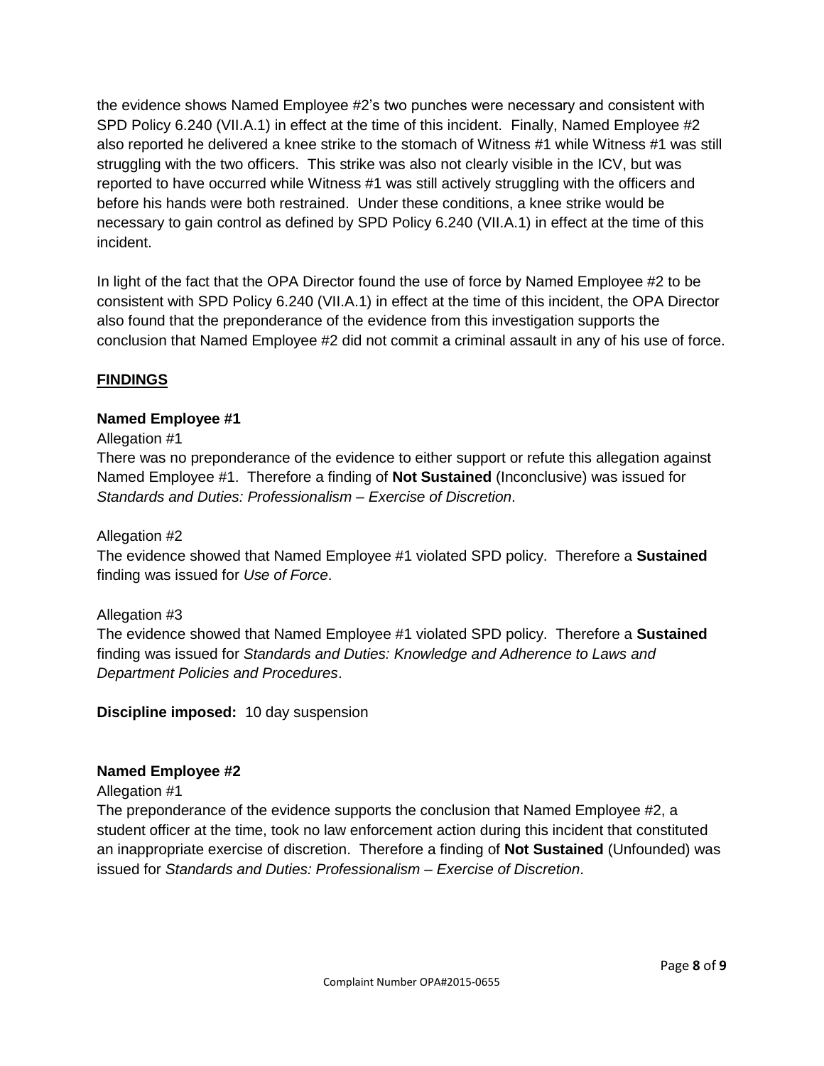the evidence shows Named Employee #2's two punches were necessary and consistent with SPD Policy 6.240 (VII.A.1) in effect at the time of this incident. Finally, Named Employee #2 also reported he delivered a knee strike to the stomach of Witness #1 while Witness #1 was still struggling with the two officers. This strike was also not clearly visible in the ICV, but was reported to have occurred while Witness #1 was still actively struggling with the officers and before his hands were both restrained. Under these conditions, a knee strike would be necessary to gain control as defined by SPD Policy 6.240 (VII.A.1) in effect at the time of this incident.

In light of the fact that the OPA Director found the use of force by Named Employee #2 to be consistent with SPD Policy 6.240 (VII.A.1) in effect at the time of this incident, the OPA Director also found that the preponderance of the evidence from this investigation supports the conclusion that Named Employee #2 did not commit a criminal assault in any of his use of force.

## FINDINGS

**Named Employee #1**

Allegation #1
There was no preponderance of the evidence to either support or refute this allegation against Named Employee #1. Therefore a finding of **Not Sustained** (Inconclusive) was issued for *Standards and Duties: Professionalism – Exercise of Discretion*.

Allegation #2
The evidence showed that Named Employee #1 violated SPD policy. Therefore a **Sustained** finding was issued for *Use of Force*.

Allegation #3
The evidence showed that Named Employee #1 violated SPD policy. Therefore a **Sustained** finding was issued for *Standards and Duties: Knowledge and Adherence to Laws and Department Policies and Procedures*.

**Discipline imposed:** 10 day suspension

**Named Employee #2**

Allegation #1
The preponderance of the evidence supports the conclusion that Named Employee #2, a student officer at the time, took no law enforcement action during this incident that constituted an inappropriate exercise of discretion. Therefore a finding of **Not Sustained** (Unfounded) was issued for *Standards and Duties: Professionalism – Exercise of Discretion*.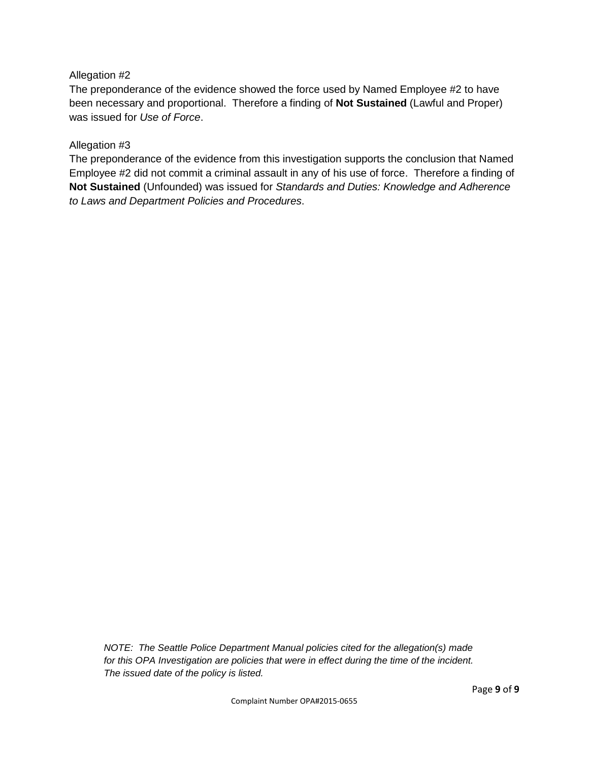Allegation #2

The preponderance of the evidence showed the force used by Named Employee #2 to have been necessary and proportional. Therefore a finding of **Not Sustained** (Lawful and Proper) was issued for *Use of Force*.

Allegation #3

The preponderance of the evidence from this investigation supports the conclusion that Named Employee #2 did not commit a criminal assault in any of his use of force. Therefore a finding of **Not Sustained** (Unfounded) was issued for *Standards and Duties: Knowledge and Adherence to Laws and Department Policies and Procedures*.

*NOTE: The Seattle Police Department Manual policies cited for the allegation(s) made for this OPA Investigation are policies that were in effect during the time of the incident. The issued date of the policy is listed.*

Complaint Number OPA#2015-0655